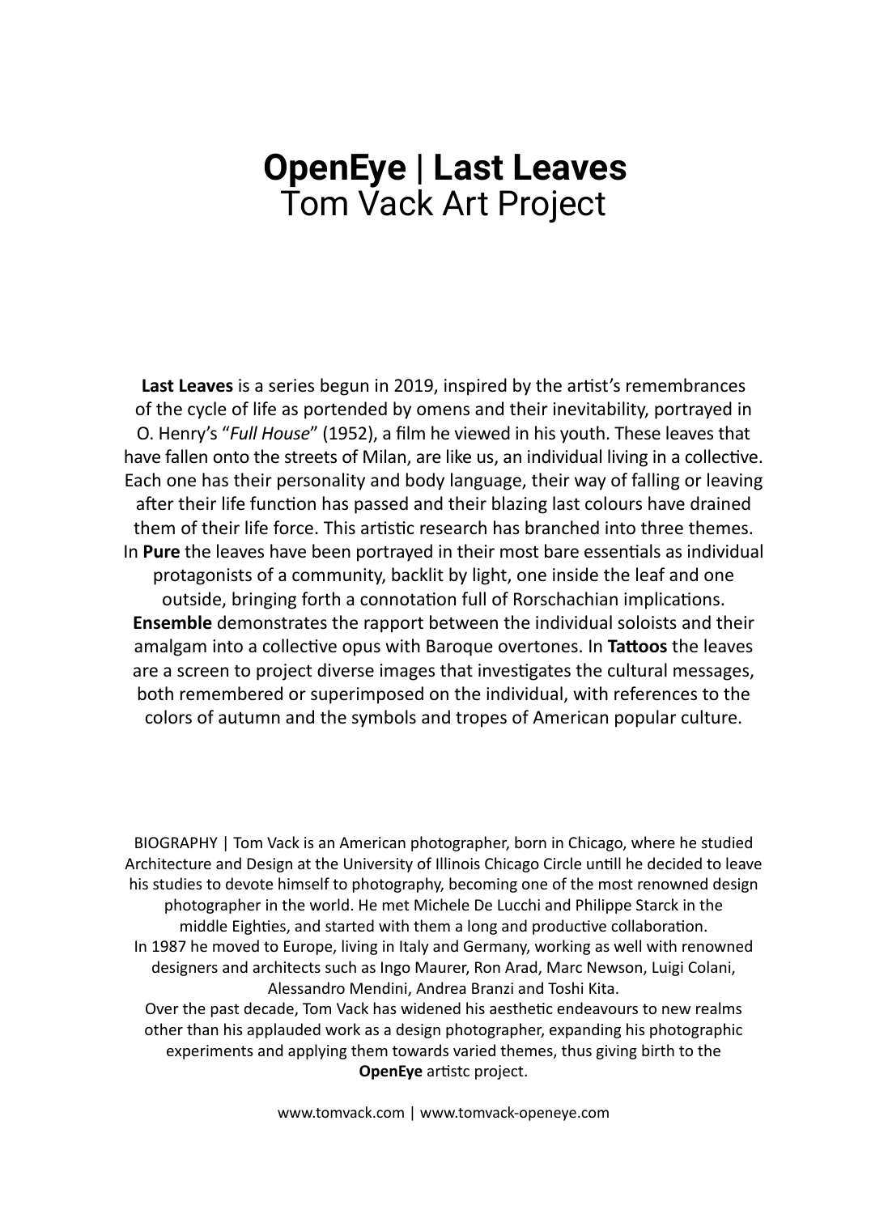# **OpenEye | Last Leaves**
## Tom Vack Art Project

**Last Leaves** is a series begun in 2019, inspired by the artist's remembrances of the cycle of life as portended by omens and their inevitability, portrayed in O. Henry's "*Full House*" (1952), a film he viewed in his youth. These leaves that have fallen onto the streets of Milan, are like us, an individual living in a collective. Each one has their personality and body language, their way of falling or leaving after their life function has passed and their blazing last colours have drained them of their life force. This artistic research has branched into three themes. In **Pure** the leaves have been portrayed in their most bare essentials as individual protagonists of a community, backlit by light, one inside the leaf and one outside, bringing forth a connotation full of Rorschachian implications. **Ensemble** demonstrates the rapport between the individual soloists and their amalgam into a collective opus with Baroque overtones. In **Tattoos** the leaves are a screen to project diverse images that investigates the cultural messages, both remembered or superimposed on the individual, with references to the colors of autumn and the symbols and tropes of American popular culture.

BIOGRAPHY | Tom Vack is an American photographer, born in Chicago, where he studied Architecture and Design at the University of Illinois Chicago Circle untill he decided to leave his studies to devote himself to photography, becoming one of the most renowned design photographer in the world. He met Michele De Lucchi and Philippe Starck in the middle Eighties, and started with them a long and productive collaboration.
In 1987 he moved to Europe, living in Italy and Germany, working as well with renowned designers and architects such as Ingo Maurer, Ron Arad, Marc Newson, Luigi Colani, Alessandro Mendini, Andrea Branzi and Toshi Kita.
Over the past decade, Tom Vack has widened his aesthetic endeavours to new realms other than his applauded work as a design photographer, expanding his photographic experiments and applying them towards varied themes, thus giving birth to the **OpenEye** artistc project.

www.tomvack.com | www.tomvack-openeye.com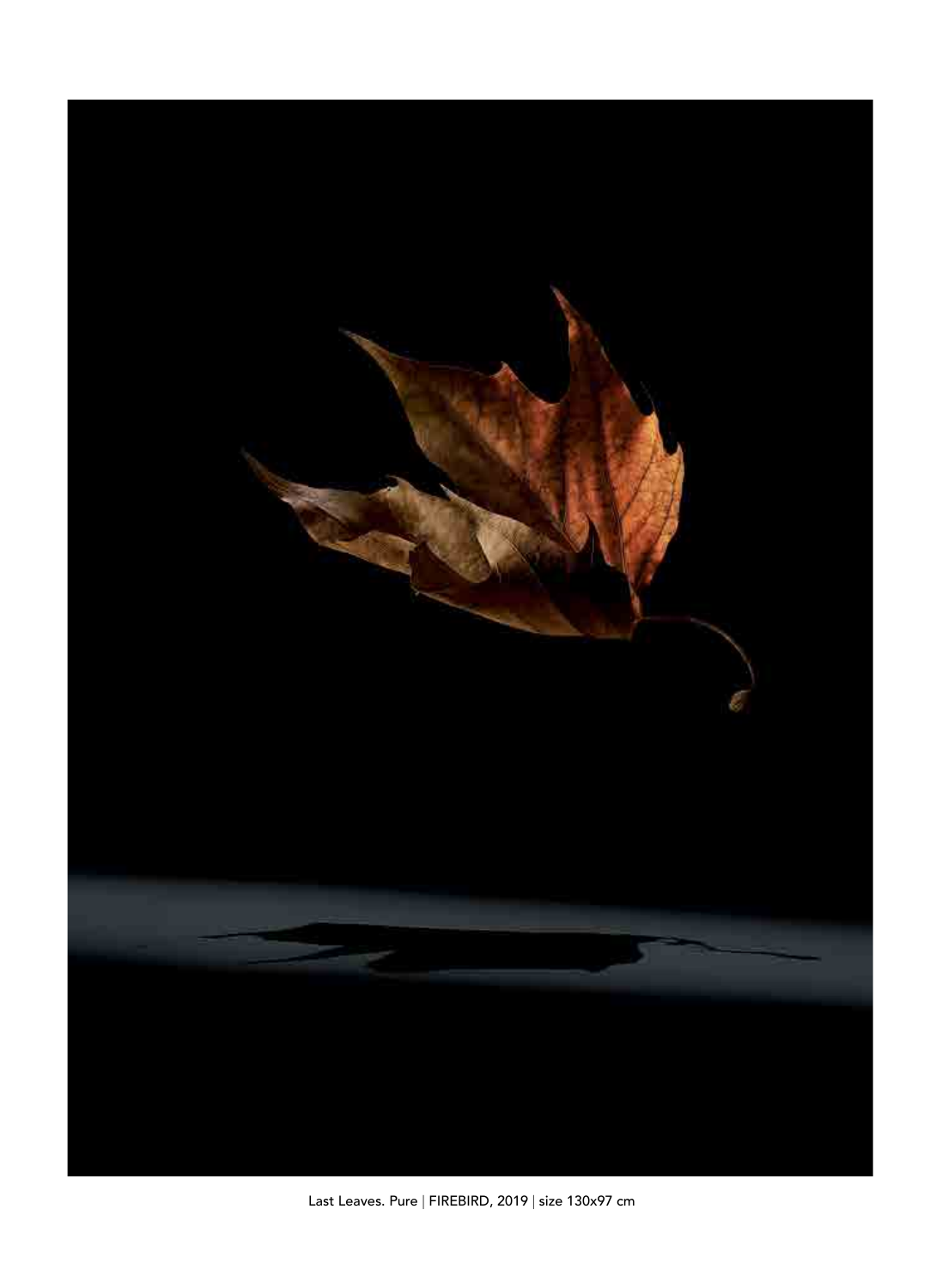Last Leaves. Pure | FIREBIRD, 2019 | size 130x97 cm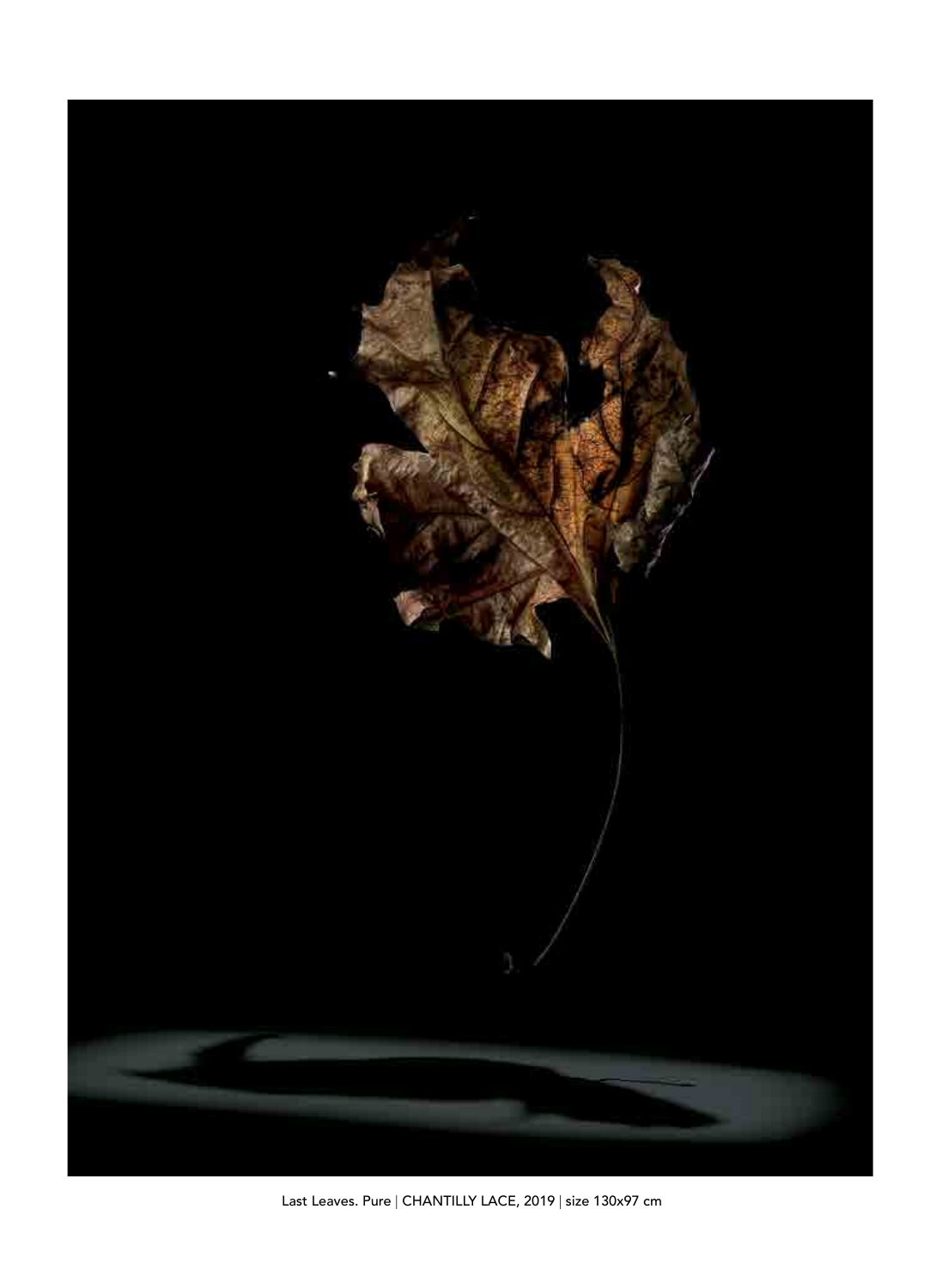Last Leaves. Pure | CHANTILLY LACE, 2019 | size 130x97 cm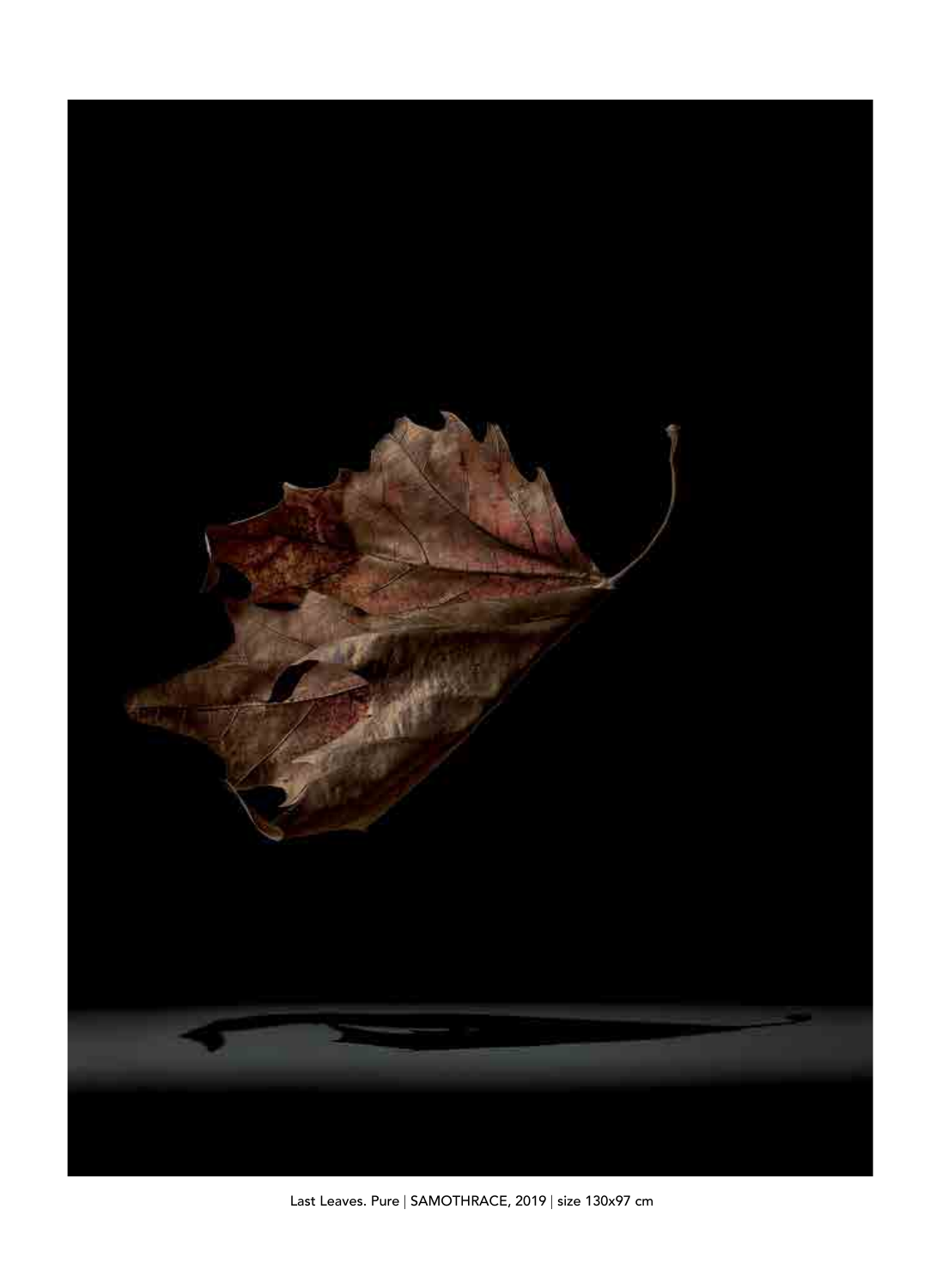Last Leaves. Pure | SAMOTHRACE, 2019 | size 130x97 cm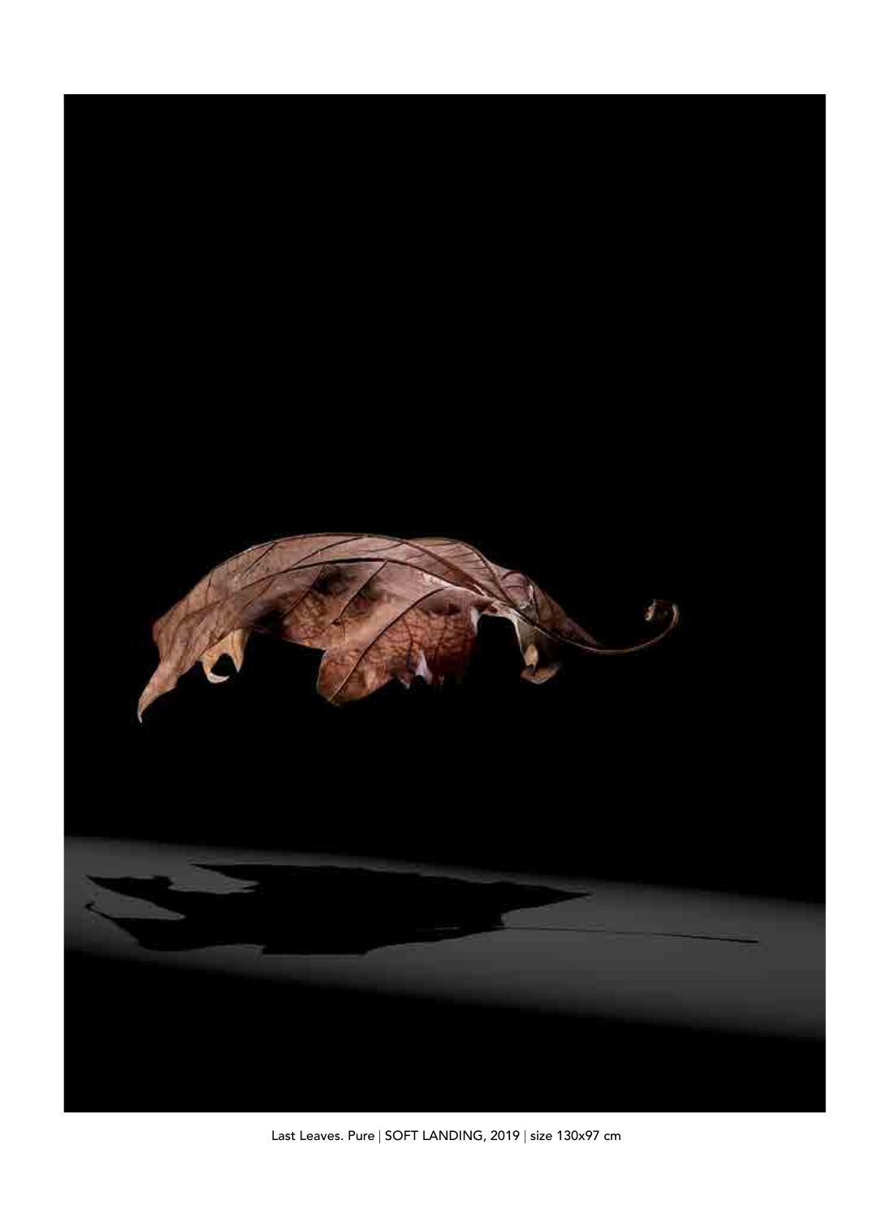Last Leaves. Pure | SOFT LANDING, 2019 | size 130x97 cm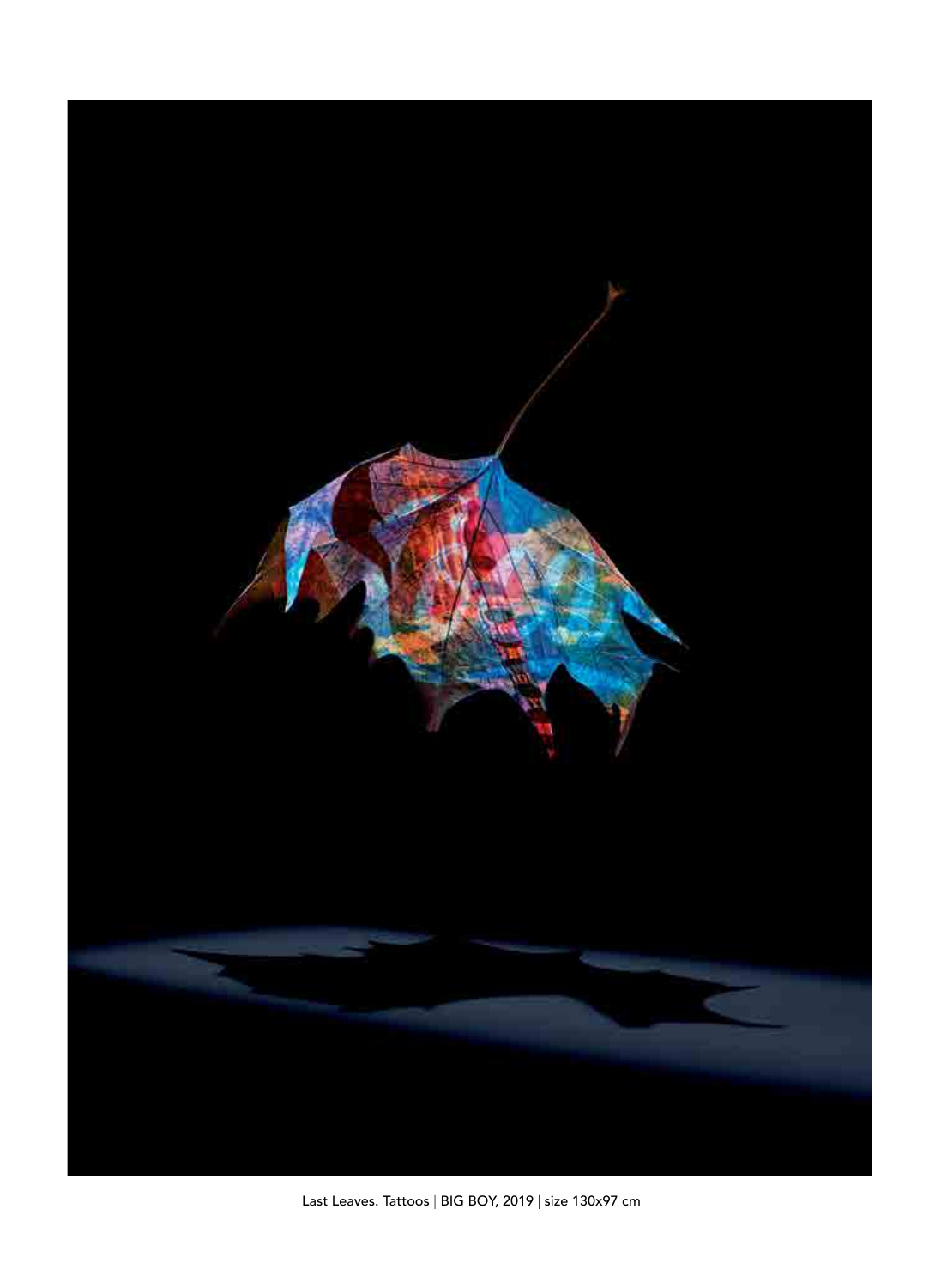Last Leaves. Tattoos | BIG BOY, 2019 | size 130x97 cm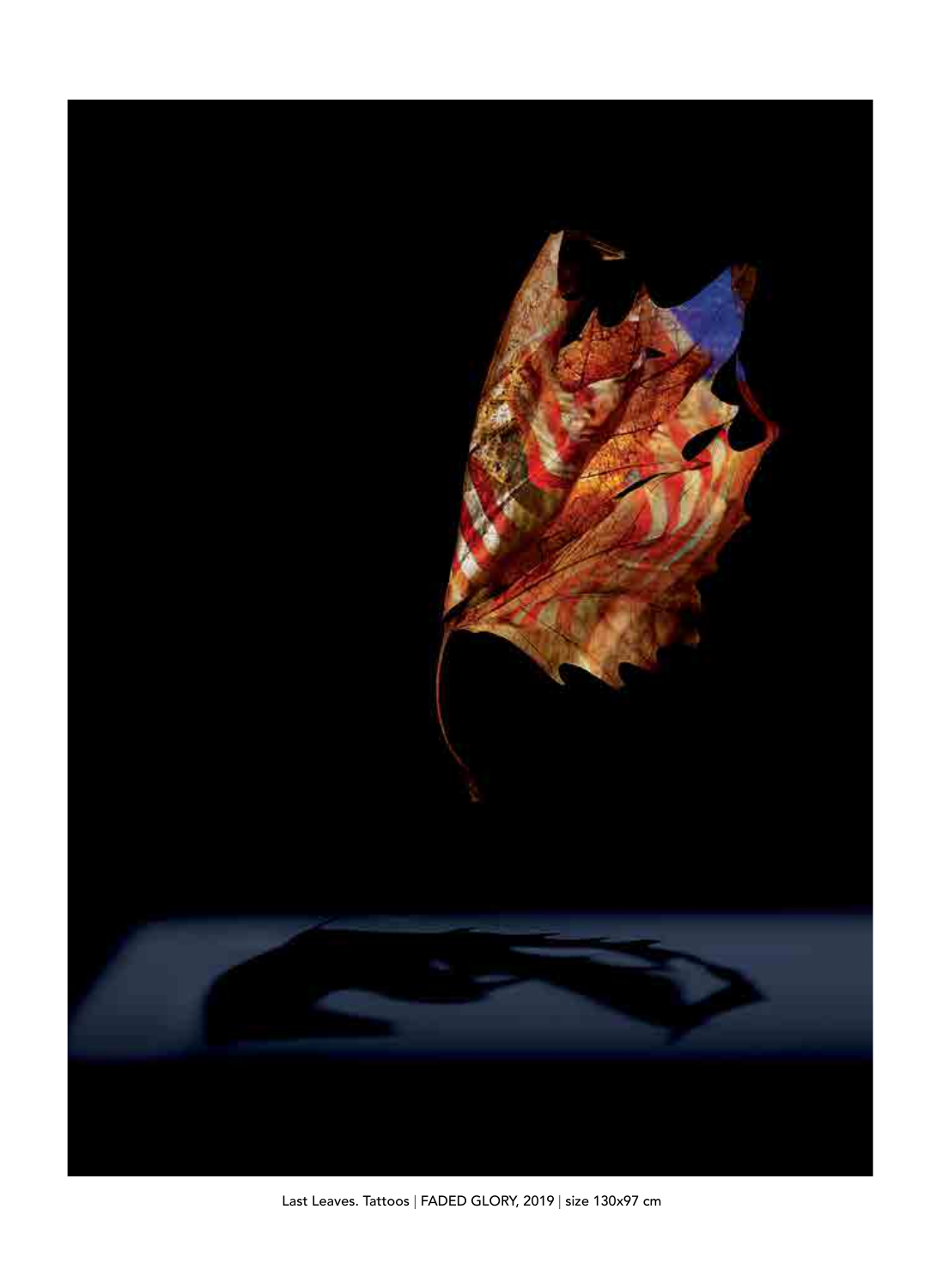Last Leaves. Tattoos | FADED GLORY, 2019 | size 130x97 cm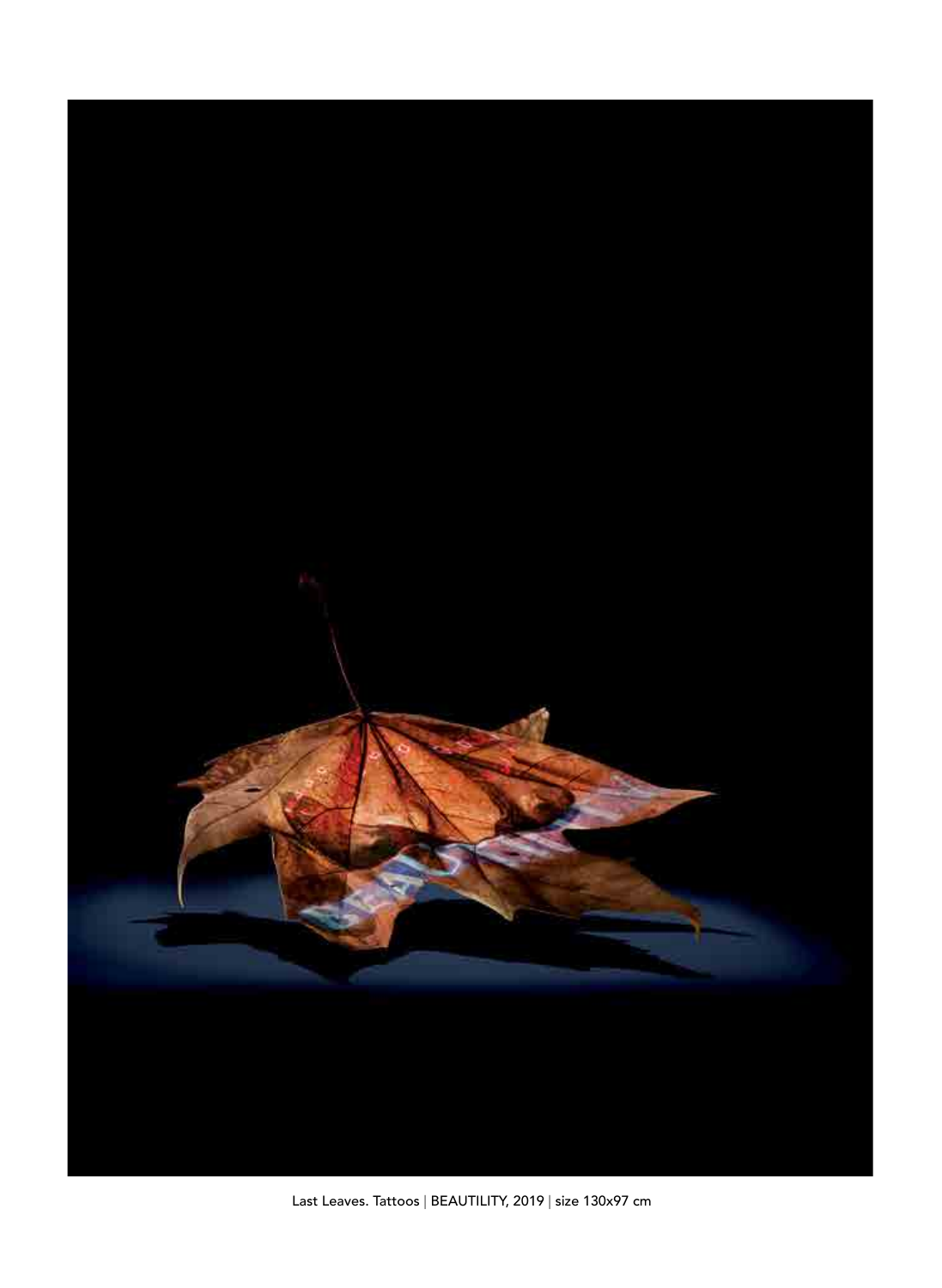Last Leaves. Tattoos | BEAUTILITY, 2019 | size 130x97 cm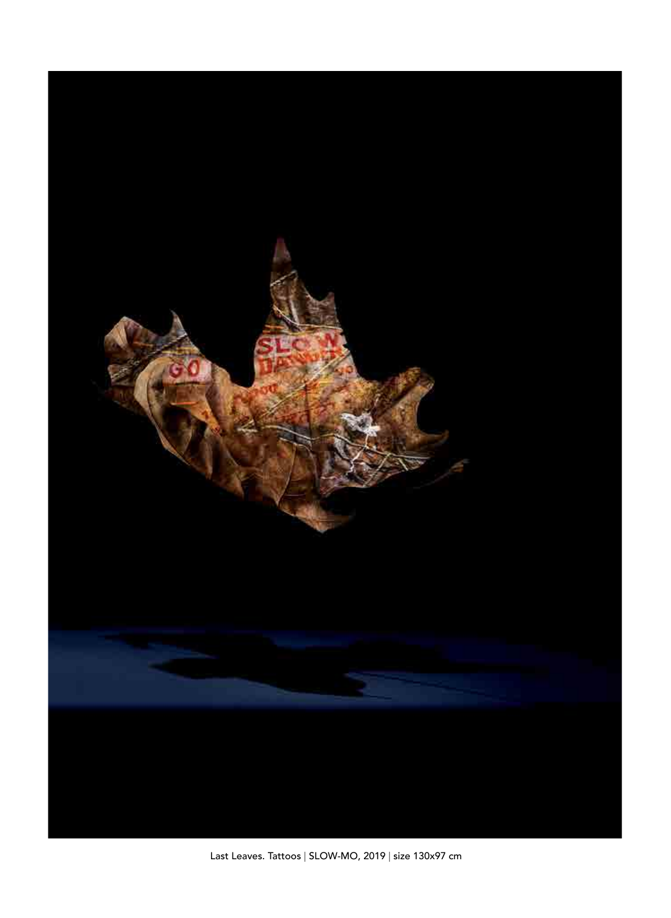Last Leaves. Tattoos | SLOW-MO, 2019 | size 130x97 cm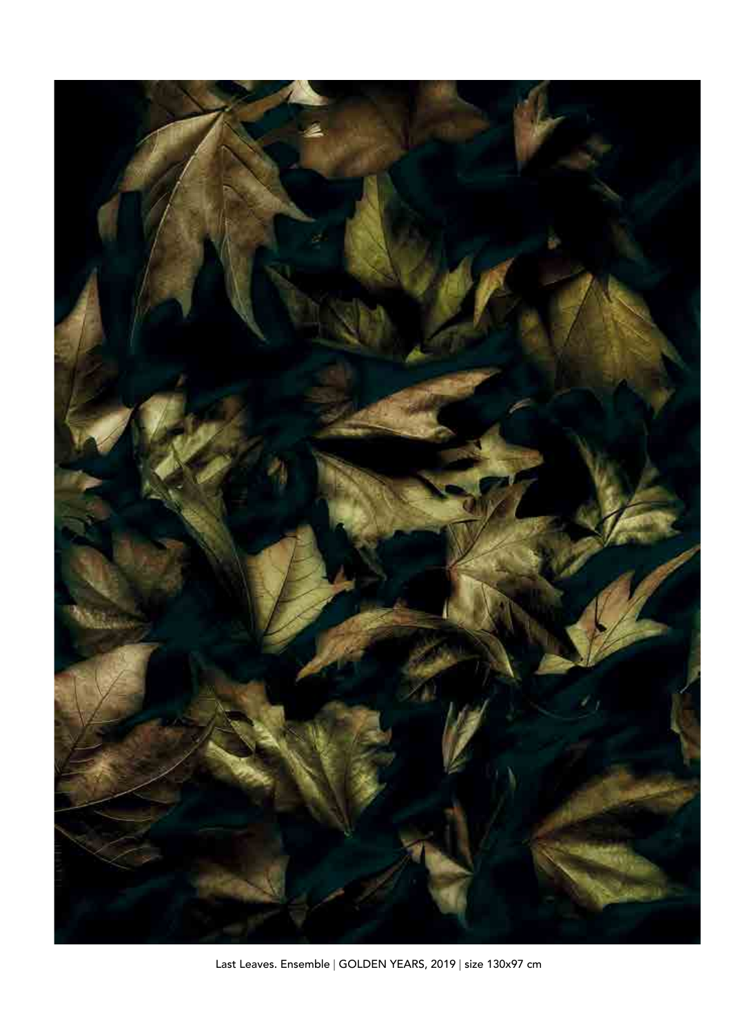Last Leaves. Ensemble | GOLDEN YEARS, 2019 | size 130x97 cm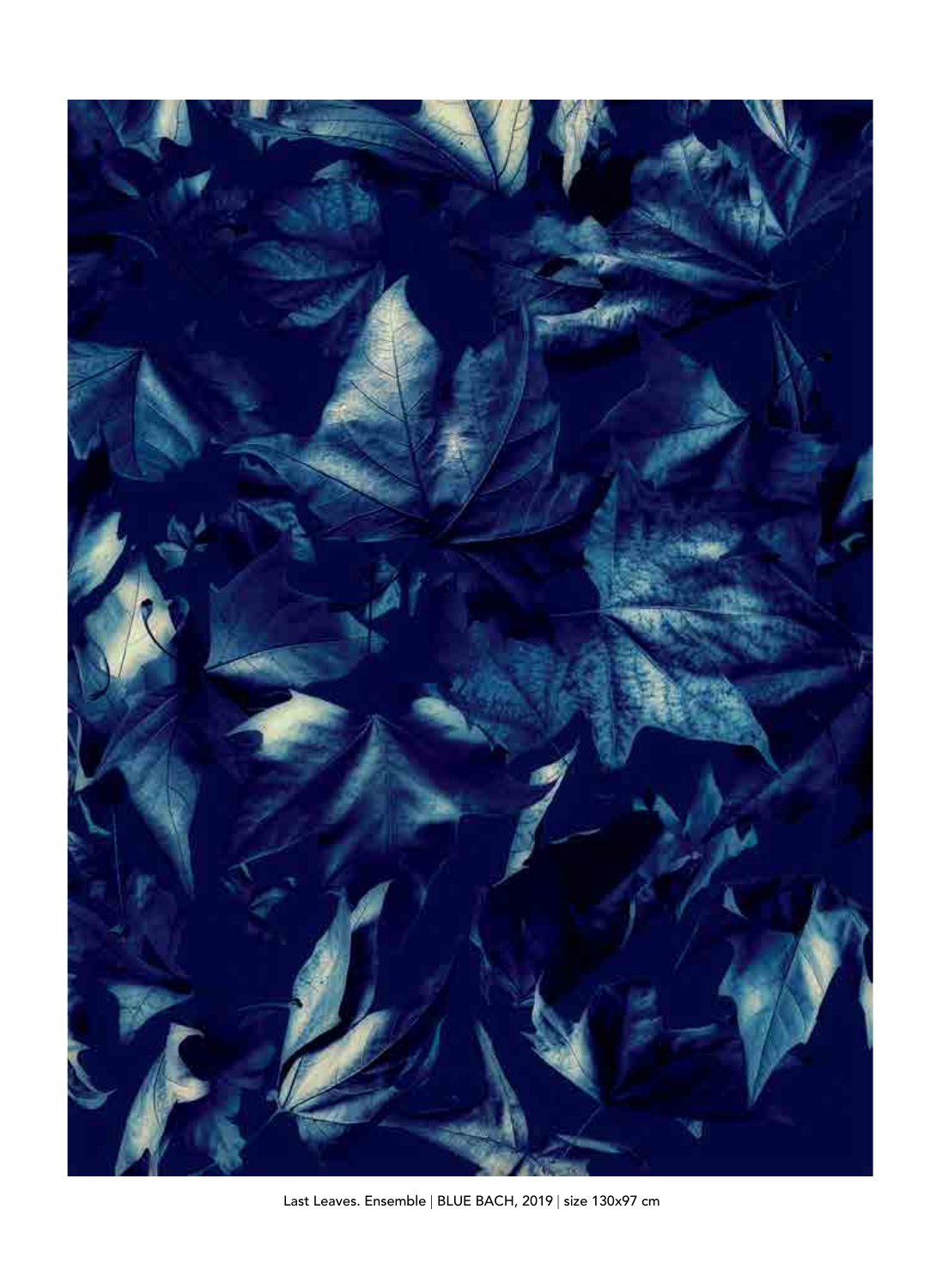Last Leaves. Ensemble | BLUE BACH, 2019 | size 130x97 cm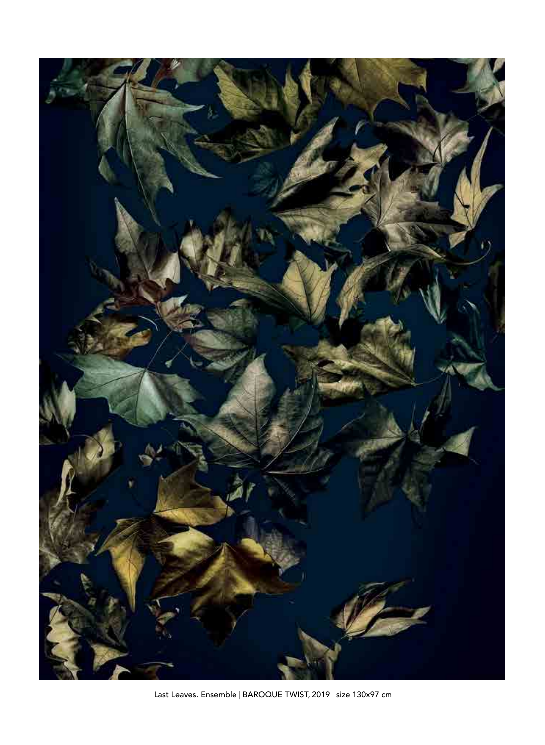Last Leaves. Ensemble | BAROQUE TWIST, 2019 | size 130x97 cm